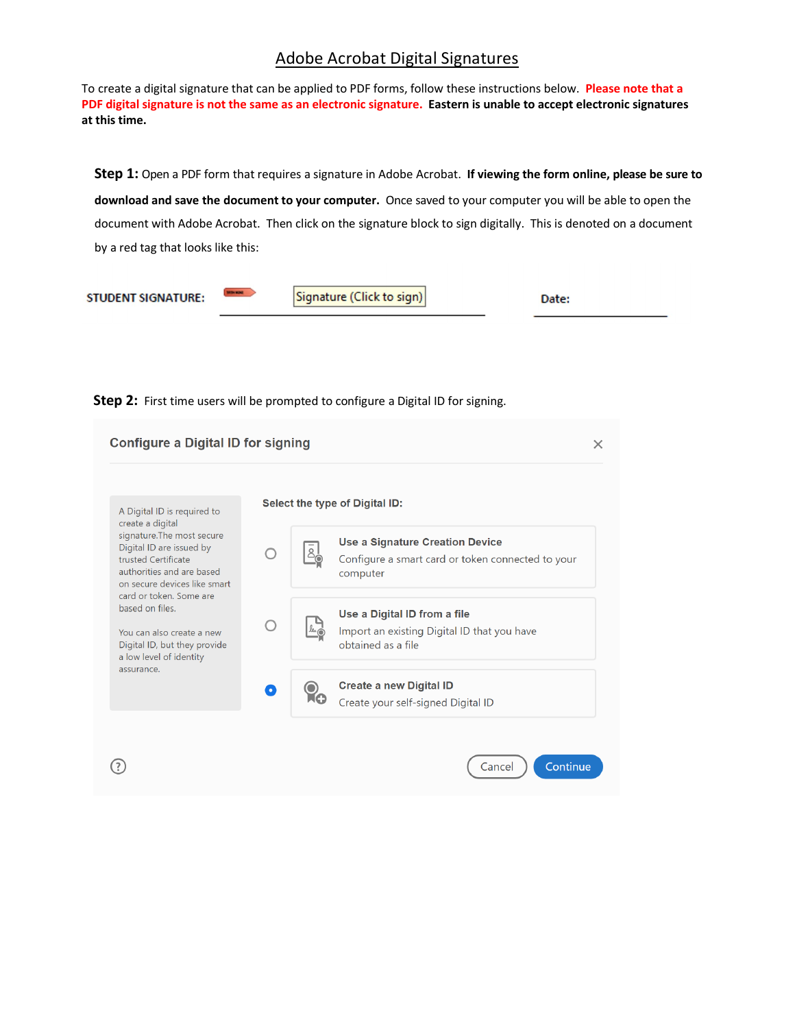# Adobe Acrobat Digital Signatures

To create a digital signature that can be applied to PDF forms, follow these instructions below. **Please note that a PDF digital signature is not the same as an electronic signature.** **Eastern is unable to accept electronic signatures at this time.**

**Step 1:** Open a PDF form that requires a signature in Adobe Acrobat. **If viewing the form online, please be sure to download and save the document to your computer.** Once saved to your computer you will be able to open the document with Adobe Acrobat. Then click on the signature block to sign digitally. This is denoted on a document by a red tag that looks like this:

**STUDENT SIGNATURE:** Signature (Click to sign) **Date:**

**Step 2:** First time users will be prompted to configure a Digital ID for signing.

**Configure a Digital ID for signing**

A Digital ID is required to create a digital signature.The most secure Digital ID are issued by trusted Certificate authorities and are based on secure devices like smart card or token. Some are based on files.

You can also create a new Digital ID, but they provide a low level of identity assurance.

**Select the type of Digital ID:**

- **Use a Signature Creation Device** – Configure a smart card or token connected to your computer
- **Use a Digital ID from a file** – Import an existing Digital ID that you have obtained as a file
- **Create a new Digital ID** – Create your self-signed Digital ID

Cancel | Continue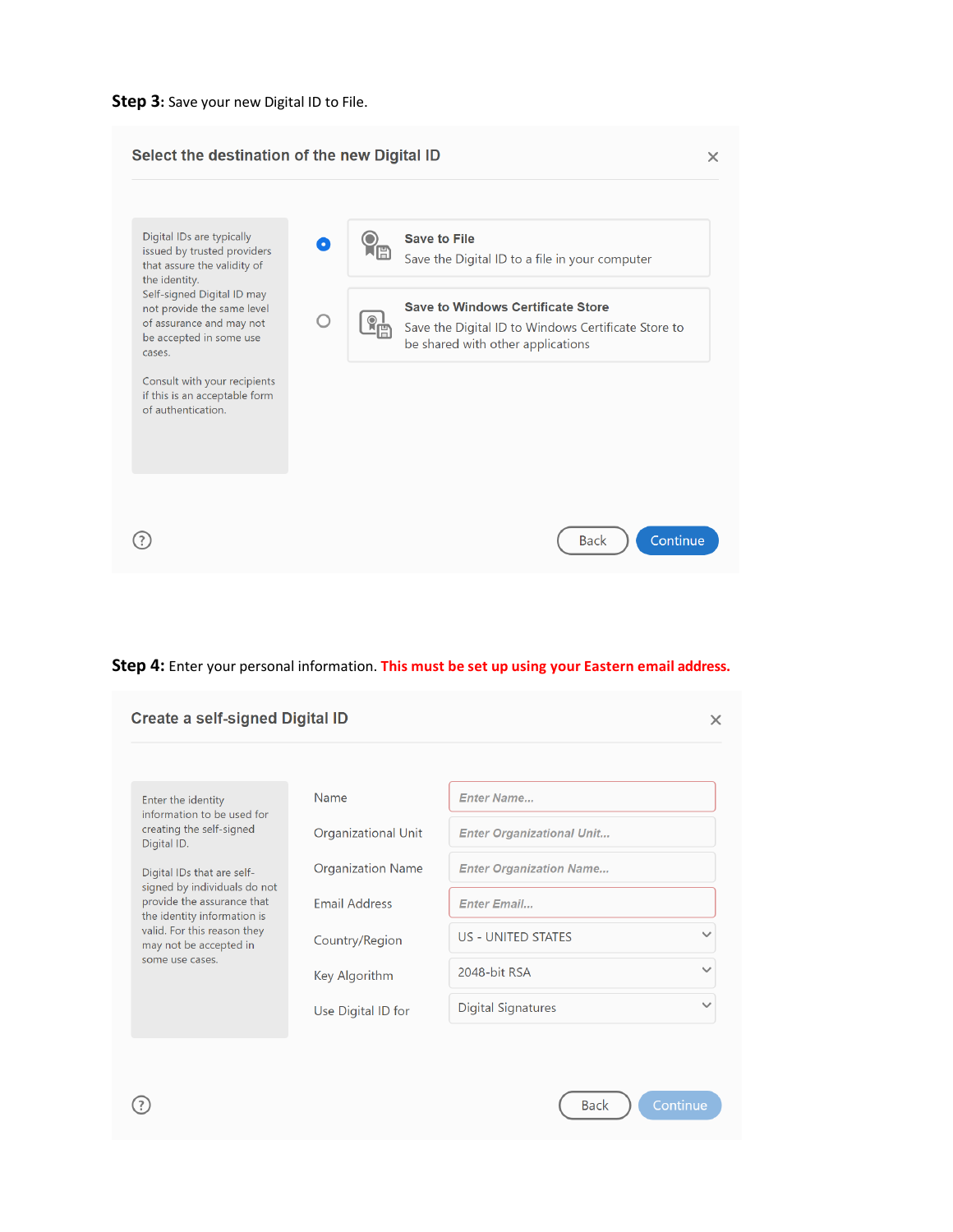**Step 3:** Save your new Digital ID to File.

### Select the destination of the new Digital ID

Digital IDs are typically issued by trusted providers that assure the validity of the identity.
Self-signed Digital ID may not provide the same level of assurance and may not be accepted in some use cases.

Consult with your recipients if this is an acceptable form of authentication.

- (selected) **Save to File**
  Save the Digital ID to a file in your computer
- **Save to Windows Certificate Store**
  Save the Digital ID to Windows Certificate Store to be shared with other applications

Back | Continue

**Step 4:** Enter your personal information. **This must be set up using your Eastern email address.**

### Create a self-signed Digital ID

Enter the identity information to be used for creating the self-signed Digital ID.

Digital IDs that are self-signed by individuals do not provide the assurance that the identity information is valid. For this reason they may not be accepted in some use cases.

| Field | Value |
| --- | --- |
| Name | Enter Name... |
| Organizational Unit | Enter Organizational Unit... |
| Organization Name | Enter Organization Name... |
| Email Address | Enter Email... |
| Country/Region | US - UNITED STATES |
| Key Algorithm | 2048-bit RSA |
| Use Digital ID for | Digital Signatures |

Back | Continue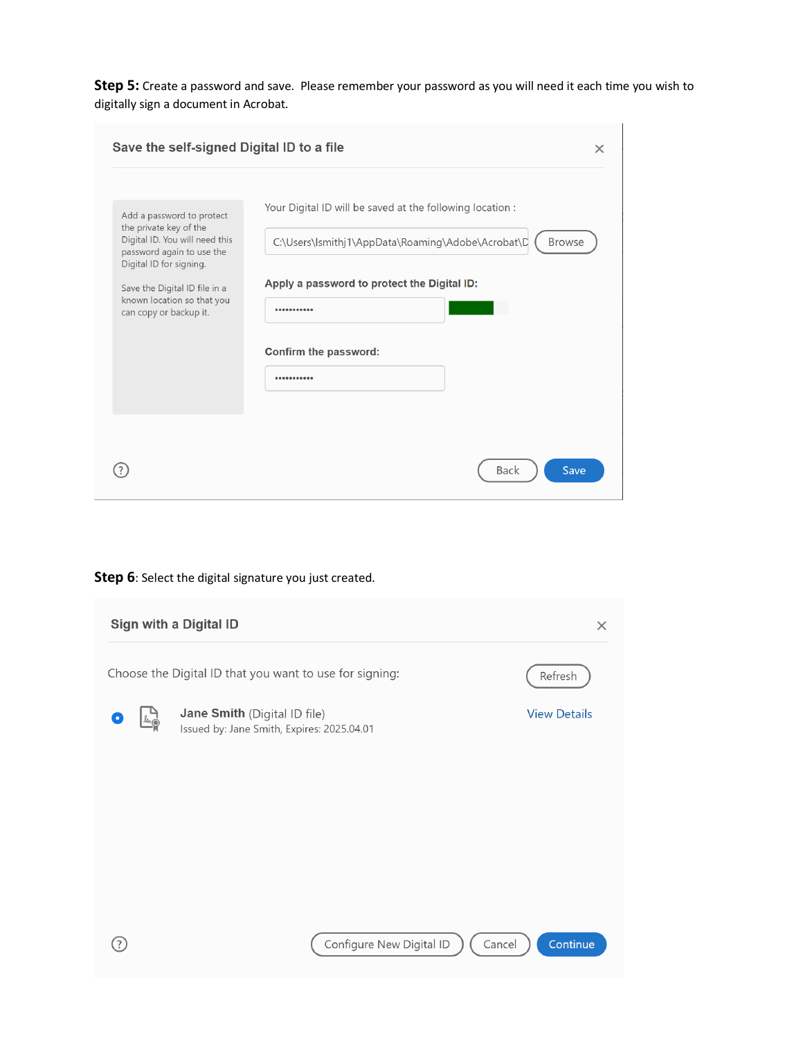**Step 5:** Create a password and save. Please remember your password as you will need it each time you wish to digitally sign a document in Acrobat.

**Save the self-signed Digital ID to a file**

Add a password to protect the private key of the Digital ID. You will need this password again to use the Digital ID for signing.

Save the Digital ID file in a known location so that you can copy or backup it.

Your Digital ID will be saved at the following location :

C:\Users\lsmithj1\AppData\Roaming\Adobe\Acrobat\D

Browse

**Apply a password to protect the Digital ID:**

•••••••••••

**Confirm the password:**

•••••••••••

Back Save

**Step 6**: Select the digital signature you just created.

**Sign with a Digital ID**

Choose the Digital ID that you want to use for signing:

Refresh

**Jane Smith** (Digital ID file)
Issued by: Jane Smith, Expires: 2025.04.01

View Details

Configure New Digital ID Cancel Continue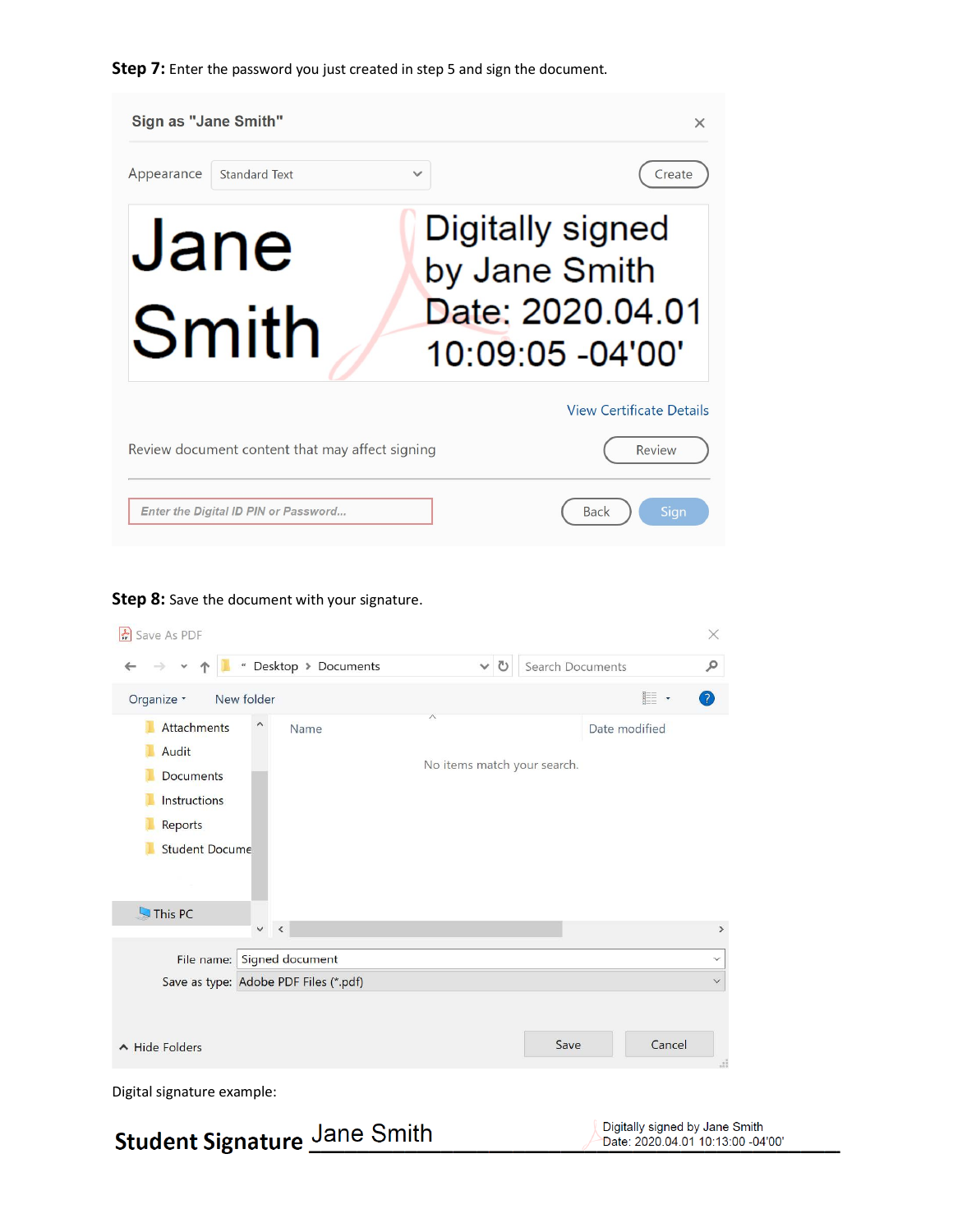**Step 7:** Enter the password you just created in step 5 and sign the document.

Sign as "Jane Smith"

Appearance Standard Text Create

Jane Smith

Digitally signed by Jane Smith
Date: 2020.04.01 10:09:05 -04'00'

View Certificate Details

Review document content that may affect signing Review

Enter the Digital ID PIN or Password... Back Sign

**Step 8:** Save the document with your signature.

Save As PDF

Desktop > Documents

Search Documents

Organize New folder

Attachments
Audit
Documents
Instructions
Reports
Student Docume

This PC

Name Date modified

No items match your search.

File name: Signed document

Save as type: Adobe PDF Files (*.pdf)

Hide Folders Save Cancel

Digital signature example:

**Student Signature** Jane Smith Digitally signed by Jane Smith Date: 2020.04.01 10:13:00 -04'00'